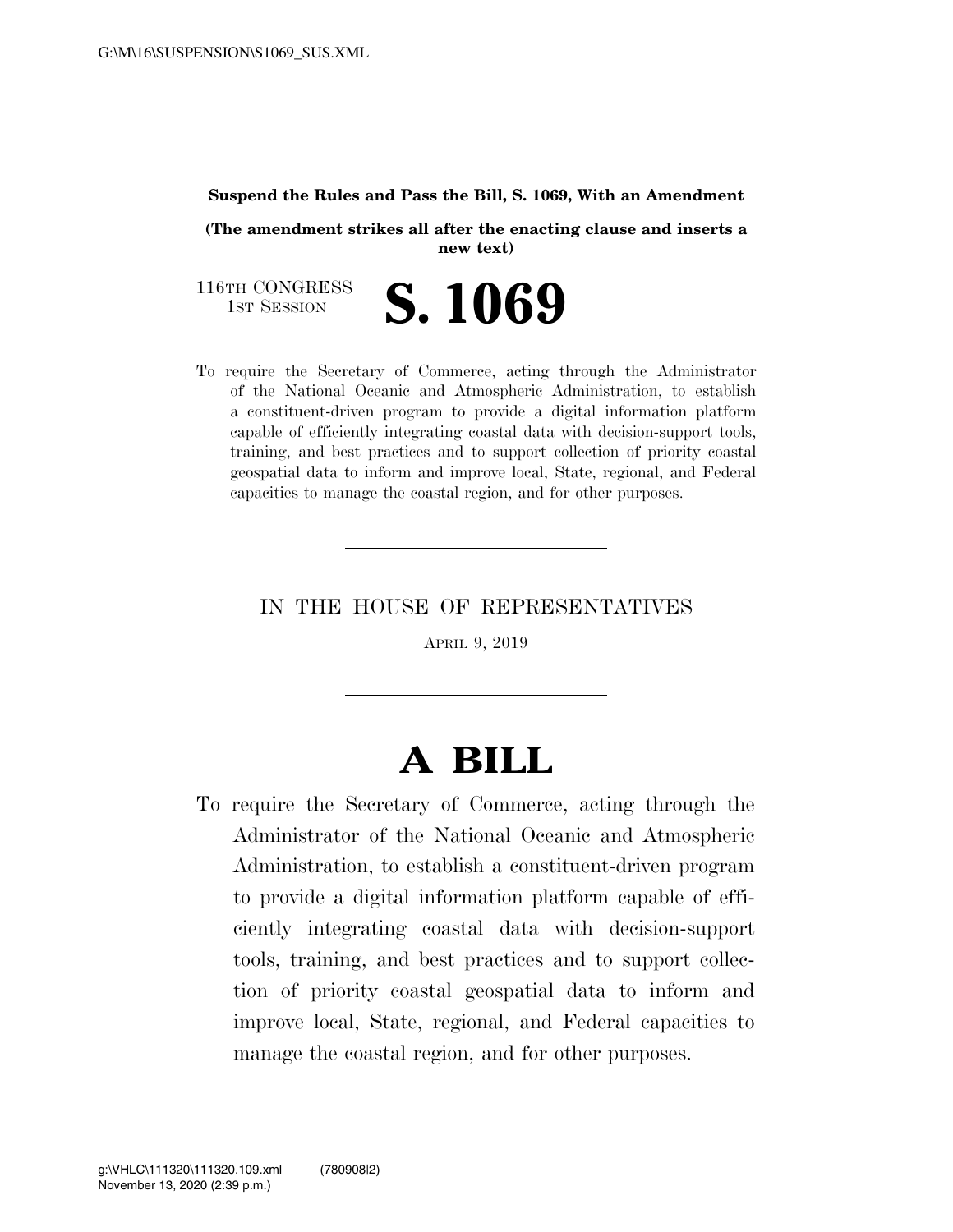**Suspend the Rules and Pass the Bill, S. 1069, With an Amendment**

**(The amendment strikes all after the enacting clause and inserts a new text)**

116TH CONGRESS
1ST SESSION

# S. 1069

To require the Secretary of Commerce, acting through the Administrator of the National Oceanic and Atmospheric Administration, to establish a constituent-driven program to provide a digital information platform capable of efficiently integrating coastal data with decision-support tools, training, and best practices and to support collection of priority coastal geospatial data to inform and improve local, State, regional, and Federal capacities to manage the coastal region, and for other purposes.

---

IN THE HOUSE OF REPRESENTATIVES

APRIL 9, 2019

---

# A BILL

To require the Secretary of Commerce, acting through the Administrator of the National Oceanic and Atmospheric Administration, to establish a constituent-driven program to provide a digital information platform capable of efficiently integrating coastal data with decision-support tools, training, and best practices and to support collection of priority coastal geospatial data to inform and improve local, State, regional, and Federal capacities to manage the coastal region, and for other purposes.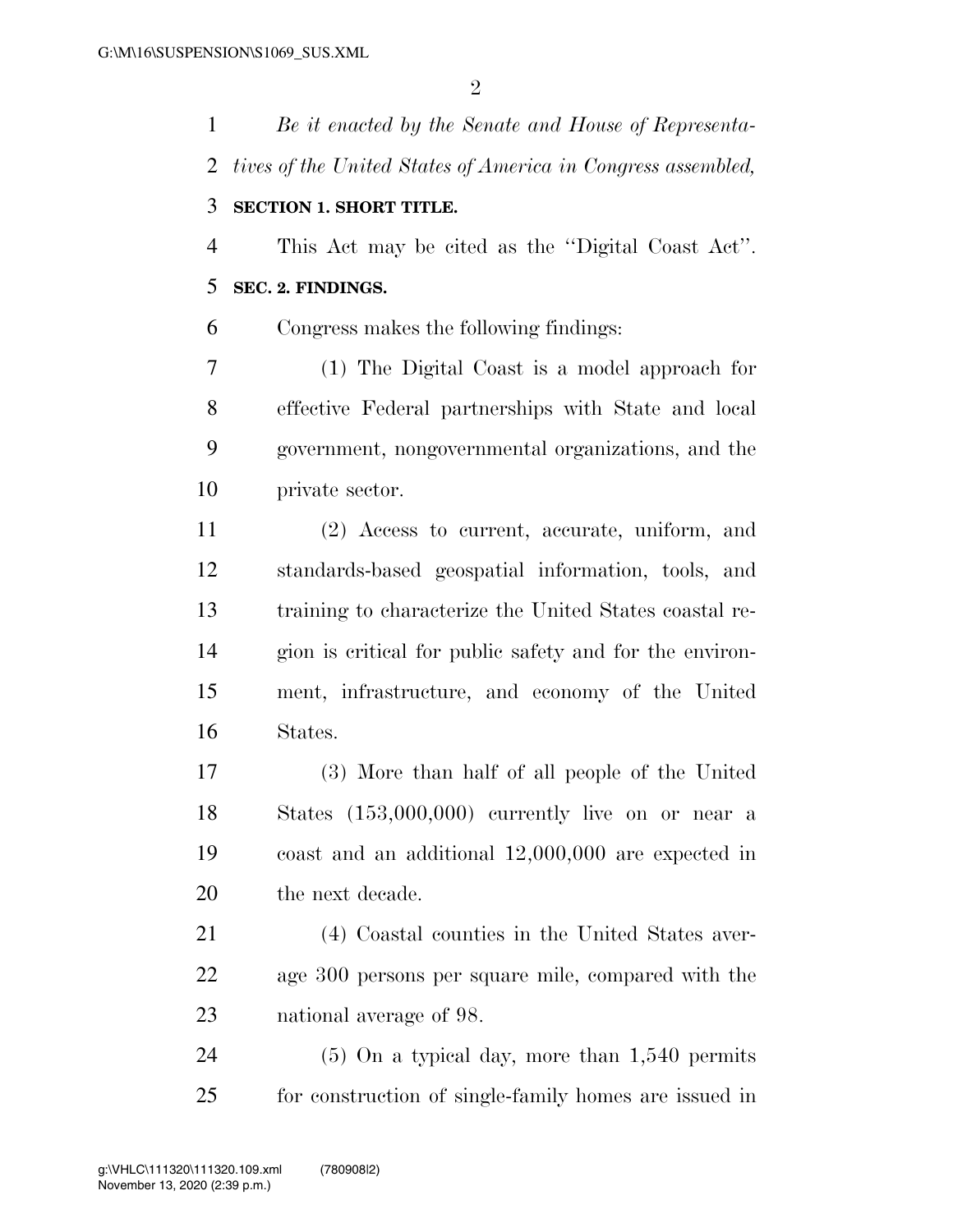*Be it enacted by the Senate and House of Representatives of the United States of America in Congress assembled,*

**SECTION 1. SHORT TITLE.**

This Act may be cited as the ''Digital Coast Act''.

**SEC. 2. FINDINGS.**

Congress makes the following findings:

(1) The Digital Coast is a model approach for effective Federal partnerships with State and local government, nongovernmental organizations, and the private sector.

(2) Access to current, accurate, uniform, and standards-based geospatial information, tools, and training to characterize the United States coastal region is critical for public safety and for the environment, infrastructure, and economy of the United States.

(3) More than half of all people of the United States (153,000,000) currently live on or near a coast and an additional 12,000,000 are expected in the next decade.

(4) Coastal counties in the United States average 300 persons per square mile, compared with the national average of 98.

(5) On a typical day, more than 1,540 permits for construction of single-family homes are issued in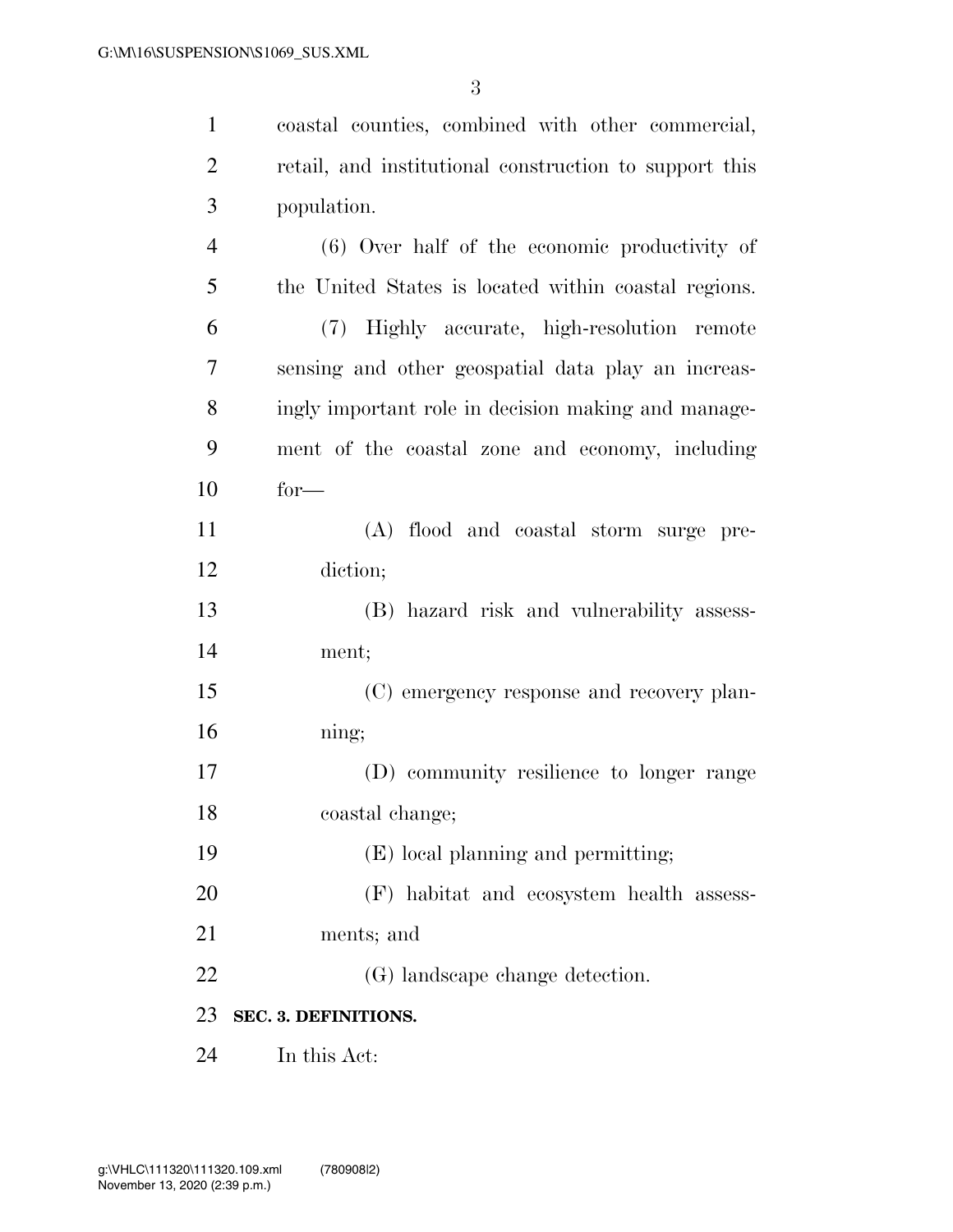coastal counties, combined with other commercial, retail, and institutional construction to support this population.

(6) Over half of the economic productivity of the United States is located within coastal regions.

(7) Highly accurate, high-resolution remote sensing and other geospatial data play an increasingly important role in decision making and management of the coastal zone and economy, including for—

(A) flood and coastal storm surge prediction;

(B) hazard risk and vulnerability assessment;

(C) emergency response and recovery planning;

(D) community resilience to longer range coastal change;

(E) local planning and permitting;

(F) habitat and ecosystem health assessments; and

(G) landscape change detection.

**SEC. 3. DEFINITIONS.**

In this Act: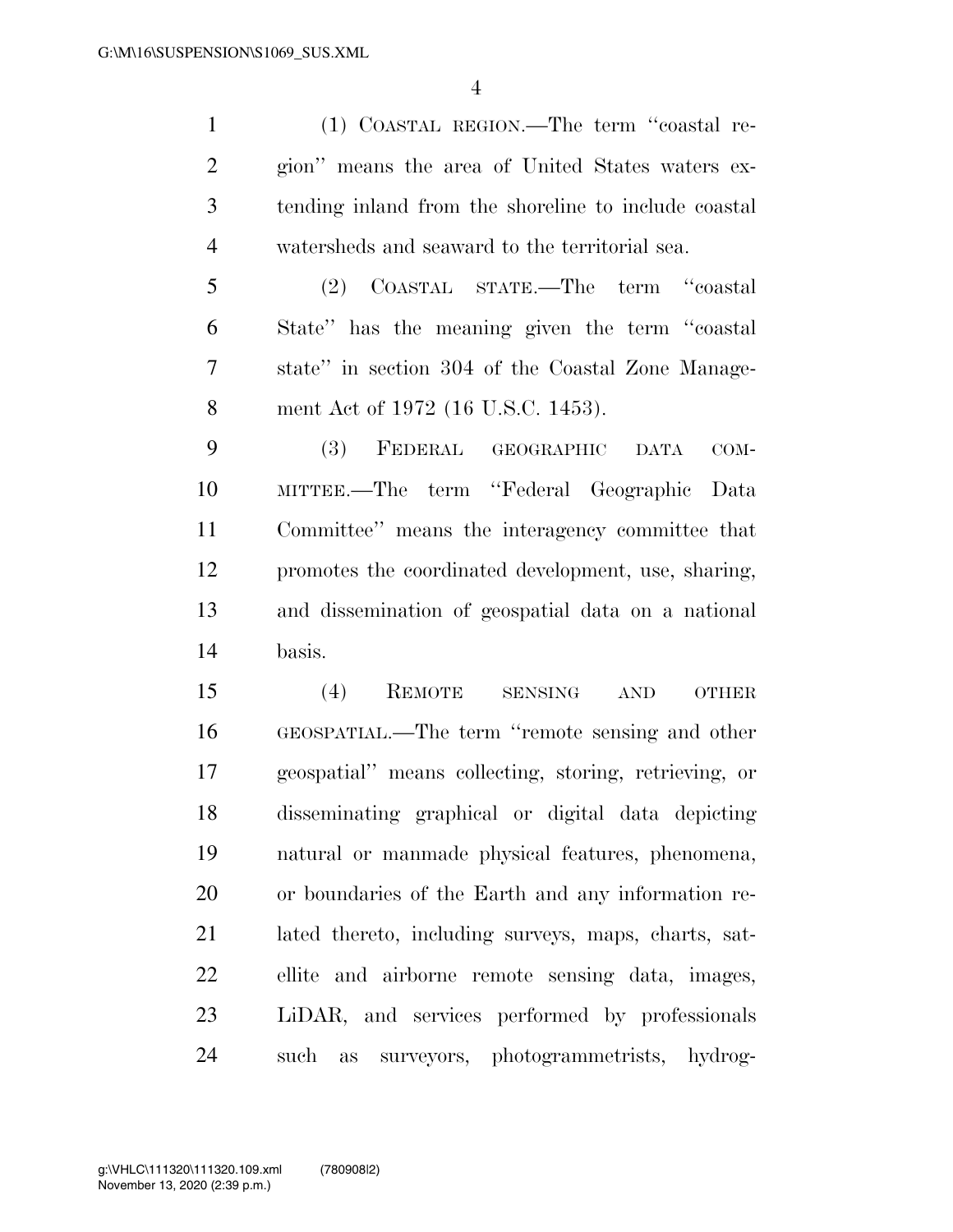(1) COASTAL REGION.—The term ''coastal region'' means the area of United States waters extending inland from the shoreline to include coastal watersheds and seaward to the territorial sea.

(2) COASTAL STATE.—The term ''coastal State'' has the meaning given the term ''coastal state'' in section 304 of the Coastal Zone Management Act of 1972 (16 U.S.C. 1453).

(3) FEDERAL GEOGRAPHIC DATA COMMITTEE.—The term ''Federal Geographic Data Committee'' means the interagency committee that promotes the coordinated development, use, sharing, and dissemination of geospatial data on a national basis.

(4) REMOTE SENSING AND OTHER GEOSPATIAL.—The term ''remote sensing and other geospatial'' means collecting, storing, retrieving, or disseminating graphical or digital data depicting natural or manmade physical features, phenomena, or boundaries of the Earth and any information related thereto, including surveys, maps, charts, satellite and airborne remote sensing data, images, LiDAR, and services performed by professionals such as surveyors, photogrammetrists, hydrog-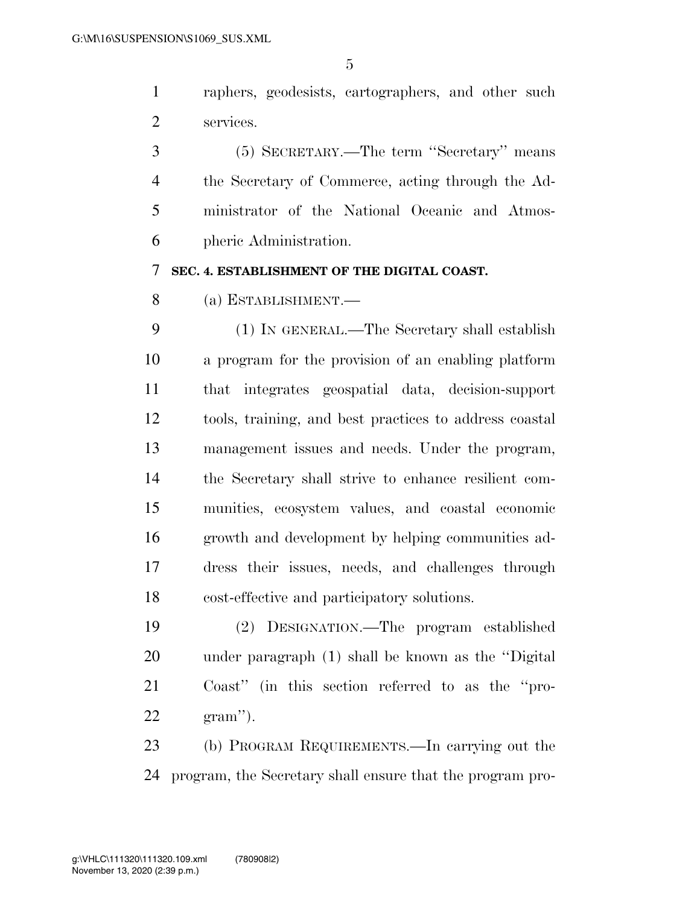raphers, geodesists, cartographers, and other such services.

(5) SECRETARY.—The term ''Secretary'' means the Secretary of Commerce, acting through the Administrator of the National Oceanic and Atmospheric Administration.

**SEC. 4. ESTABLISHMENT OF THE DIGITAL COAST.**

(a) ESTABLISHMENT.—

(1) IN GENERAL.—The Secretary shall establish a program for the provision of an enabling platform that integrates geospatial data, decision-support tools, training, and best practices to address coastal management issues and needs. Under the program, the Secretary shall strive to enhance resilient communities, ecosystem values, and coastal economic growth and development by helping communities address their issues, needs, and challenges through cost-effective and participatory solutions.

(2) DESIGNATION.—The program established under paragraph (1) shall be known as the ''Digital Coast'' (in this section referred to as the ''program'').

(b) PROGRAM REQUIREMENTS.—In carrying out the program, the Secretary shall ensure that the program pro-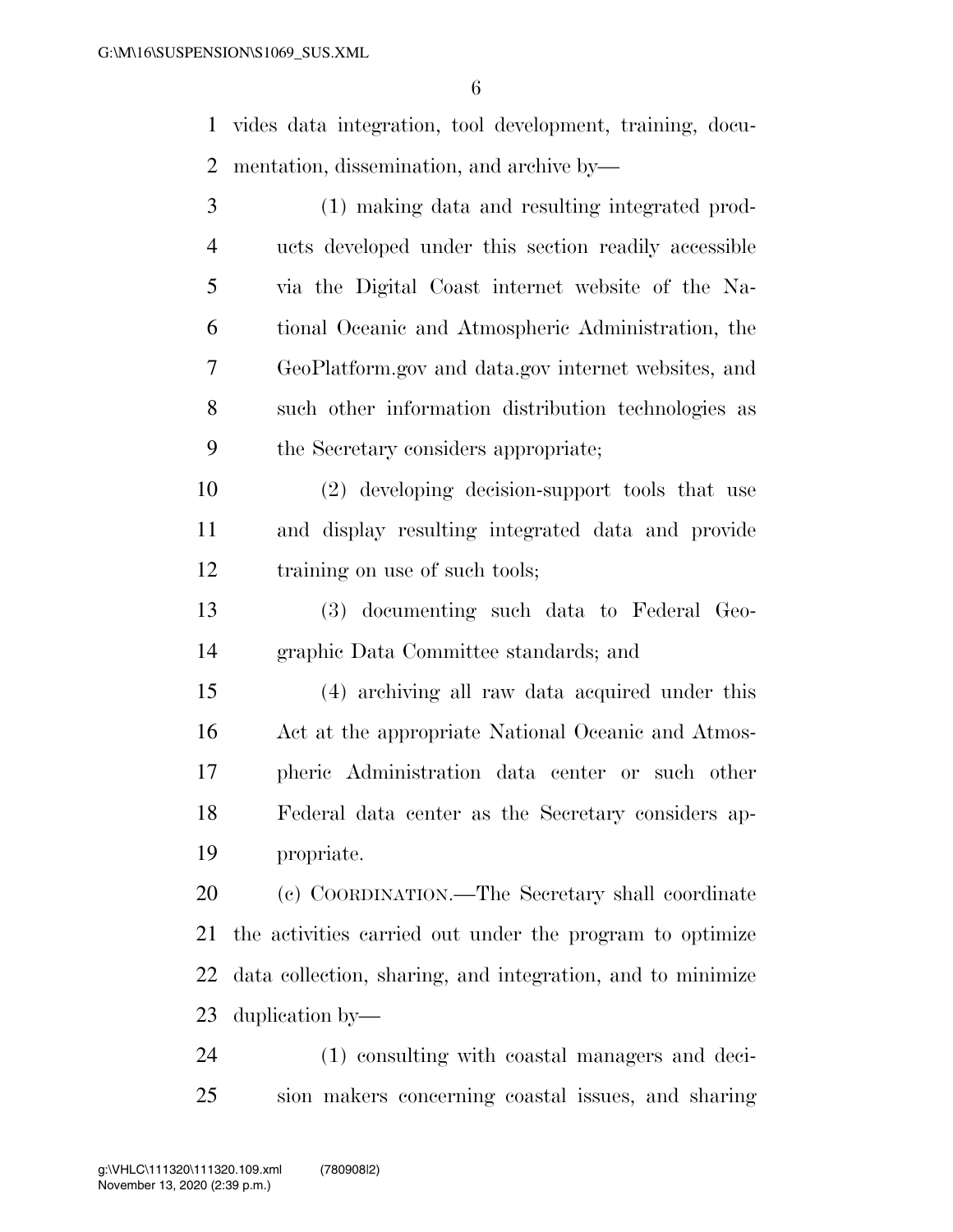vides data integration, tool development, training, documentation, dissemination, and archive by—

(1) making data and resulting integrated products developed under this section readily accessible via the Digital Coast internet website of the National Oceanic and Atmospheric Administration, the GeoPlatform.gov and data.gov internet websites, and such other information distribution technologies as the Secretary considers appropriate;

(2) developing decision-support tools that use and display resulting integrated data and provide training on use of such tools;

(3) documenting such data to Federal Geographic Data Committee standards; and

(4) archiving all raw data acquired under this Act at the appropriate National Oceanic and Atmospheric Administration data center or such other Federal data center as the Secretary considers appropriate.

(c) COORDINATION.—The Secretary shall coordinate the activities carried out under the program to optimize data collection, sharing, and integration, and to minimize duplication by—

(1) consulting with coastal managers and decision makers concerning coastal issues, and sharing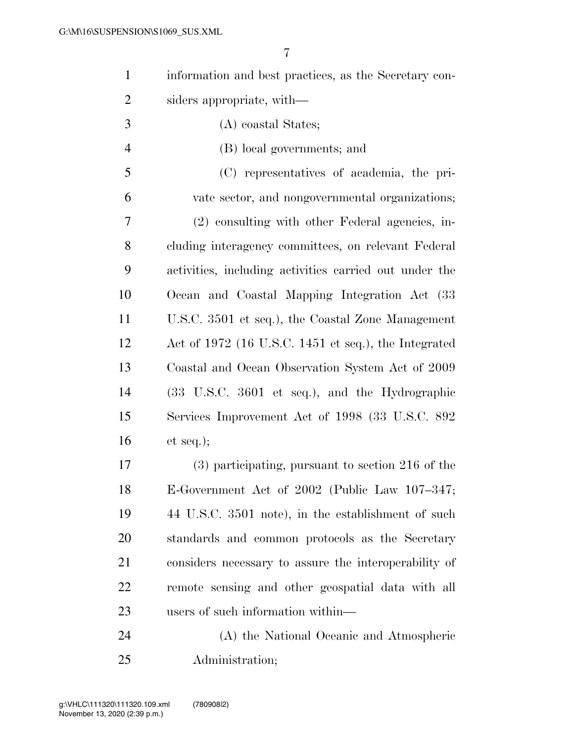information and best practices, as the Secretary considers appropriate, with—

(A) coastal States;

(B) local governments; and

(C) representatives of academia, the private sector, and nongovernmental organizations;

(2) consulting with other Federal agencies, including interagency committees, on relevant Federal activities, including activities carried out under the Ocean and Coastal Mapping Integration Act (33 U.S.C. 3501 et seq.), the Coastal Zone Management Act of 1972 (16 U.S.C. 1451 et seq.), the Integrated Coastal and Ocean Observation System Act of 2009 (33 U.S.C. 3601 et seq.), and the Hydrographic Services Improvement Act of 1998 (33 U.S.C. 892 et seq.);

(3) participating, pursuant to section 216 of the E-Government Act of 2002 (Public Law 107–347; 44 U.S.C. 3501 note), in the establishment of such standards and common protocols as the Secretary considers necessary to assure the interoperability of remote sensing and other geospatial data with all users of such information within—

(A) the National Oceanic and Atmospheric Administration;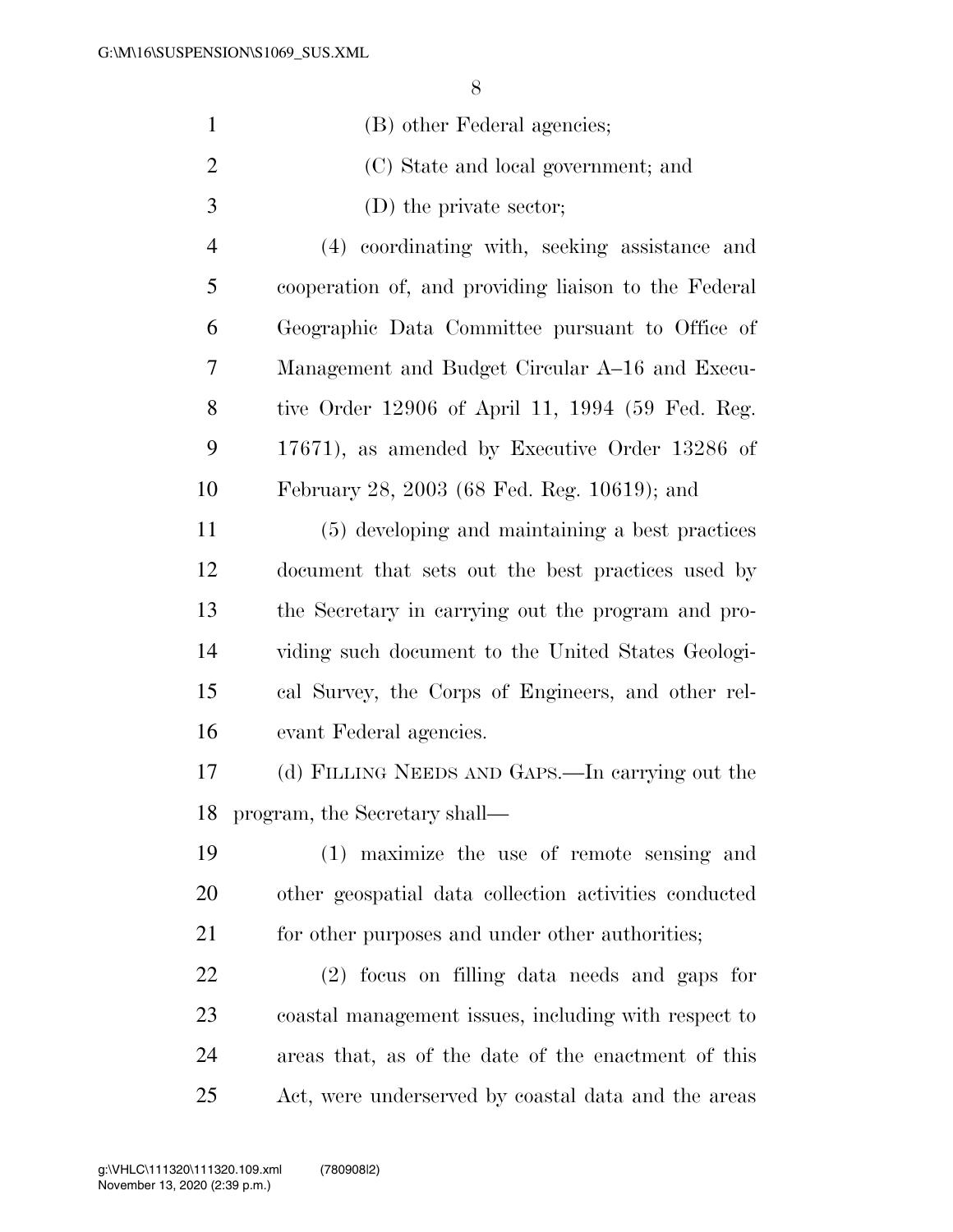(B) other Federal agencies;

(C) State and local government; and

(D) the private sector;

(4) coordinating with, seeking assistance and cooperation of, and providing liaison to the Federal Geographic Data Committee pursuant to Office of Management and Budget Circular A–16 and Executive Order 12906 of April 11, 1994 (59 Fed. Reg. 17671), as amended by Executive Order 13286 of February 28, 2003 (68 Fed. Reg. 10619); and

(5) developing and maintaining a best practices document that sets out the best practices used by the Secretary in carrying out the program and providing such document to the United States Geological Survey, the Corps of Engineers, and other relevant Federal agencies.

(d) FILLING NEEDS AND GAPS.—In carrying out the program, the Secretary shall—

(1) maximize the use of remote sensing and other geospatial data collection activities conducted for other purposes and under other authorities;

(2) focus on filling data needs and gaps for coastal management issues, including with respect to areas that, as of the date of the enactment of this Act, were underserved by coastal data and the areas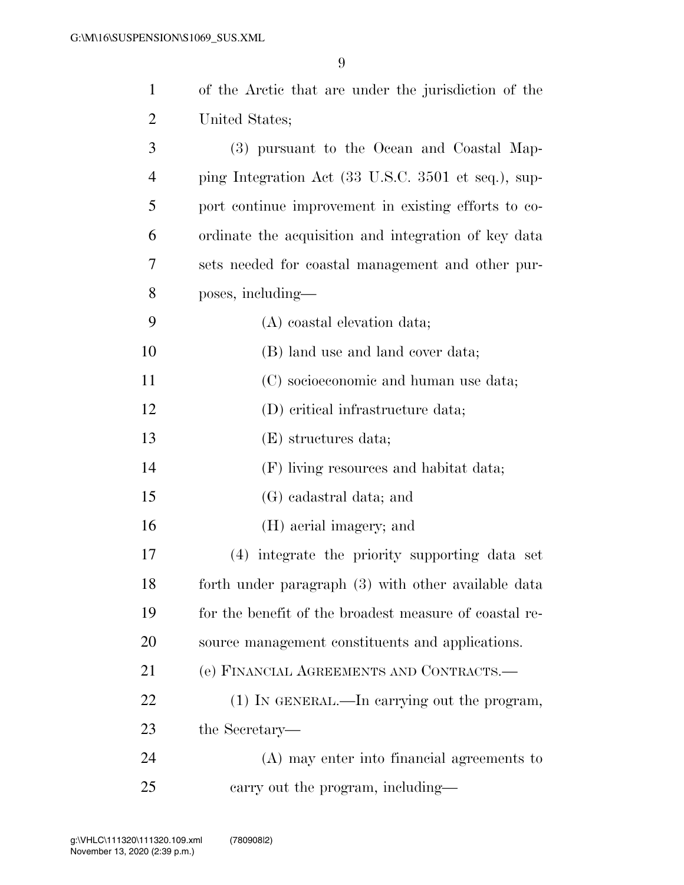of the Arctic that are under the jurisdiction of the United States;

(3) pursuant to the Ocean and Coastal Mapping Integration Act (33 U.S.C. 3501 et seq.), support continue improvement in existing efforts to coordinate the acquisition and integration of key data sets needed for coastal management and other purposes, including—

(A) coastal elevation data;

(B) land use and land cover data;

(C) socioeconomic and human use data;

(D) critical infrastructure data;

(E) structures data;

(F) living resources and habitat data;

(G) cadastral data; and

(H) aerial imagery; and

(4) integrate the priority supporting data set forth under paragraph (3) with other available data for the benefit of the broadest measure of coastal resource management constituents and applications.

(e) FINANCIAL AGREEMENTS AND CONTRACTS.—

(1) IN GENERAL.—In carrying out the program, the Secretary—

(A) may enter into financial agreements to carry out the program, including—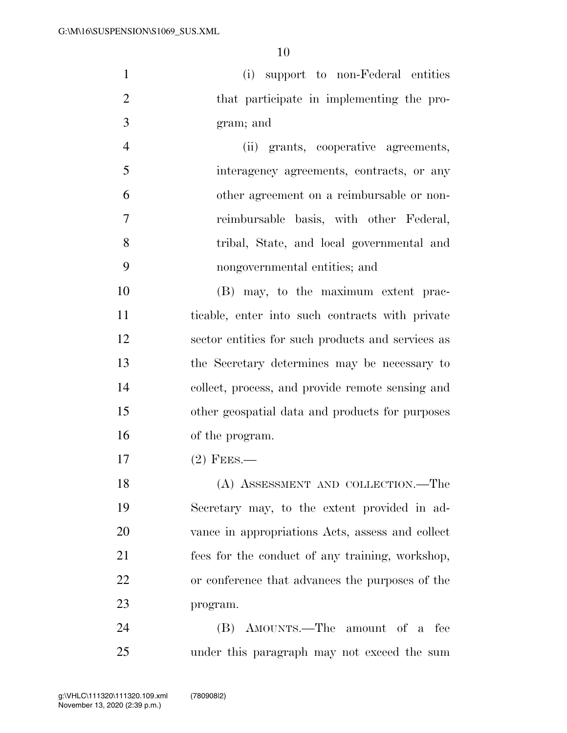(i) support to non-Federal entities that participate in implementing the program; and

(ii) grants, cooperative agreements, interagency agreements, contracts, or any other agreement on a reimbursable or non-reimbursable basis, with other Federal, tribal, State, and local governmental and nongovernmental entities; and

(B) may, to the maximum extent practicable, enter into such contracts with private sector entities for such products and services as the Secretary determines may be necessary to collect, process, and provide remote sensing and other geospatial data and products for purposes of the program.

(2) FEES.—

(A) ASSESSMENT AND COLLECTION.—The Secretary may, to the extent provided in advance in appropriations Acts, assess and collect fees for the conduct of any training, workshop, or conference that advances the purposes of the program.

(B) AMOUNTS.—The amount of a fee under this paragraph may not exceed the sum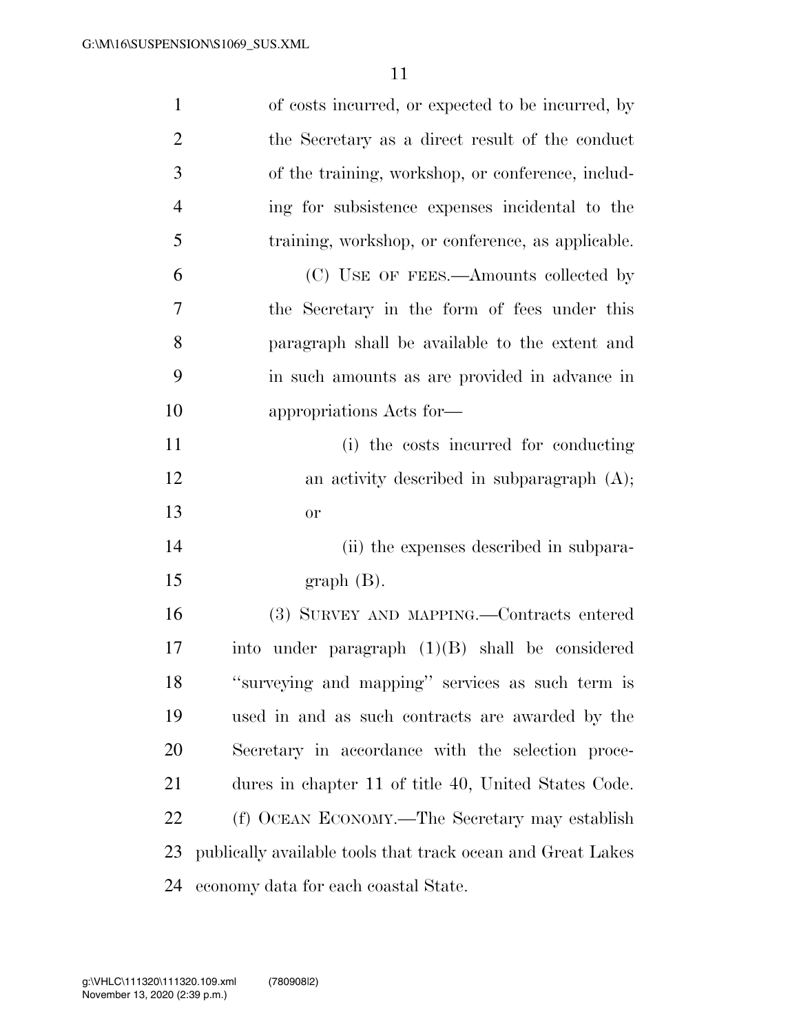of costs incurred, or expected to be incurred, by the Secretary as a direct result of the conduct of the training, workshop, or conference, including for subsistence expenses incidental to the training, workshop, or conference, as applicable.

(C) USE OF FEES.—Amounts collected by the Secretary in the form of fees under this paragraph shall be available to the extent and in such amounts as are provided in advance in appropriations Acts for—

(i) the costs incurred for conducting an activity described in subparagraph (A); or

(ii) the expenses described in subparagraph (B).

(3) SURVEY AND MAPPING.—Contracts entered into under paragraph (1)(B) shall be considered ''surveying and mapping'' services as such term is used in and as such contracts are awarded by the Secretary in accordance with the selection procedures in chapter 11 of title 40, United States Code.

(f) OCEAN ECONOMY.—The Secretary may establish publically available tools that track ocean and Great Lakes economy data for each coastal State.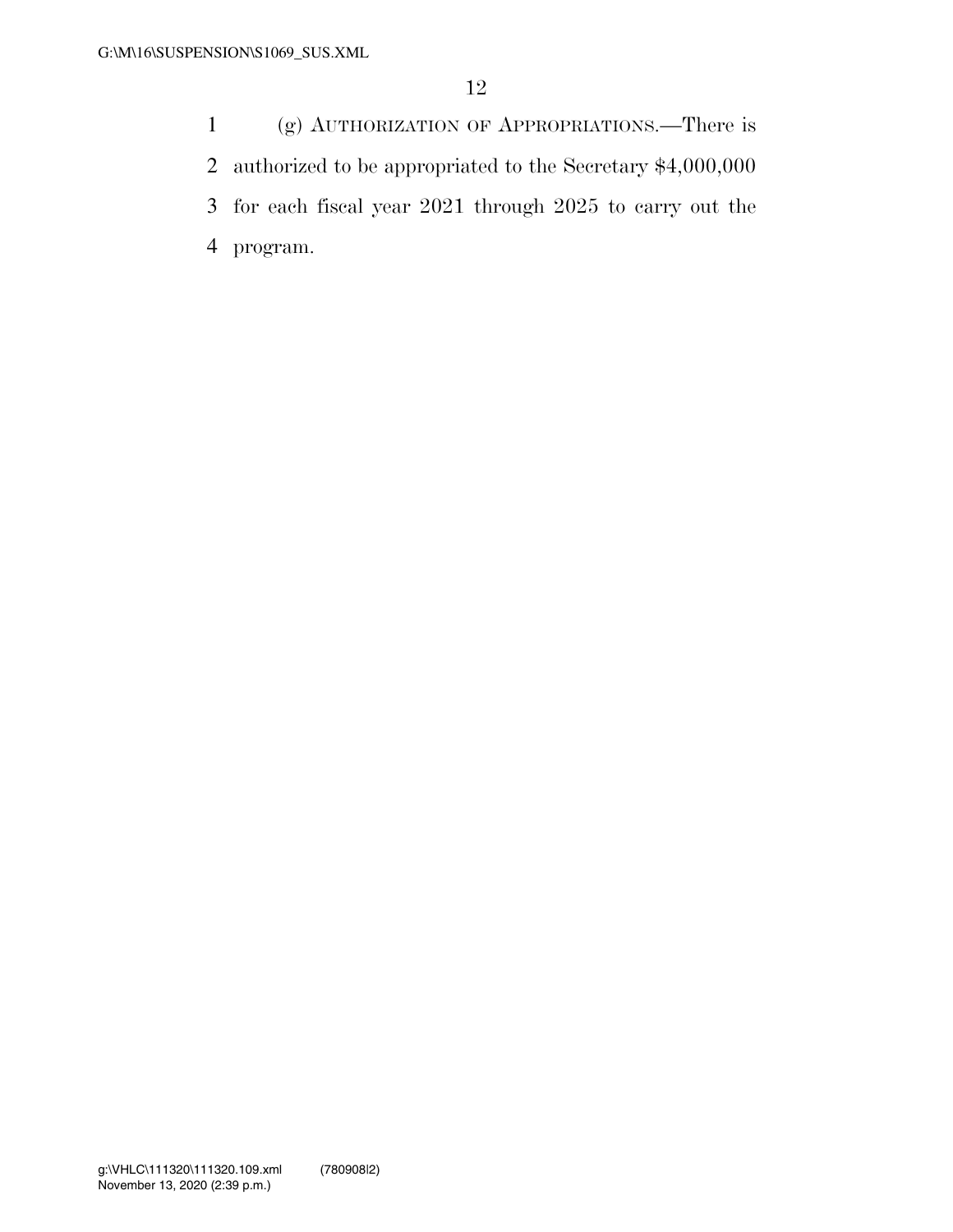(g) AUTHORIZATION OF APPROPRIATIONS.—There is authorized to be appropriated to the Secretary $4,000,000 for each fiscal year 2021 through 2025 to carry out the program.